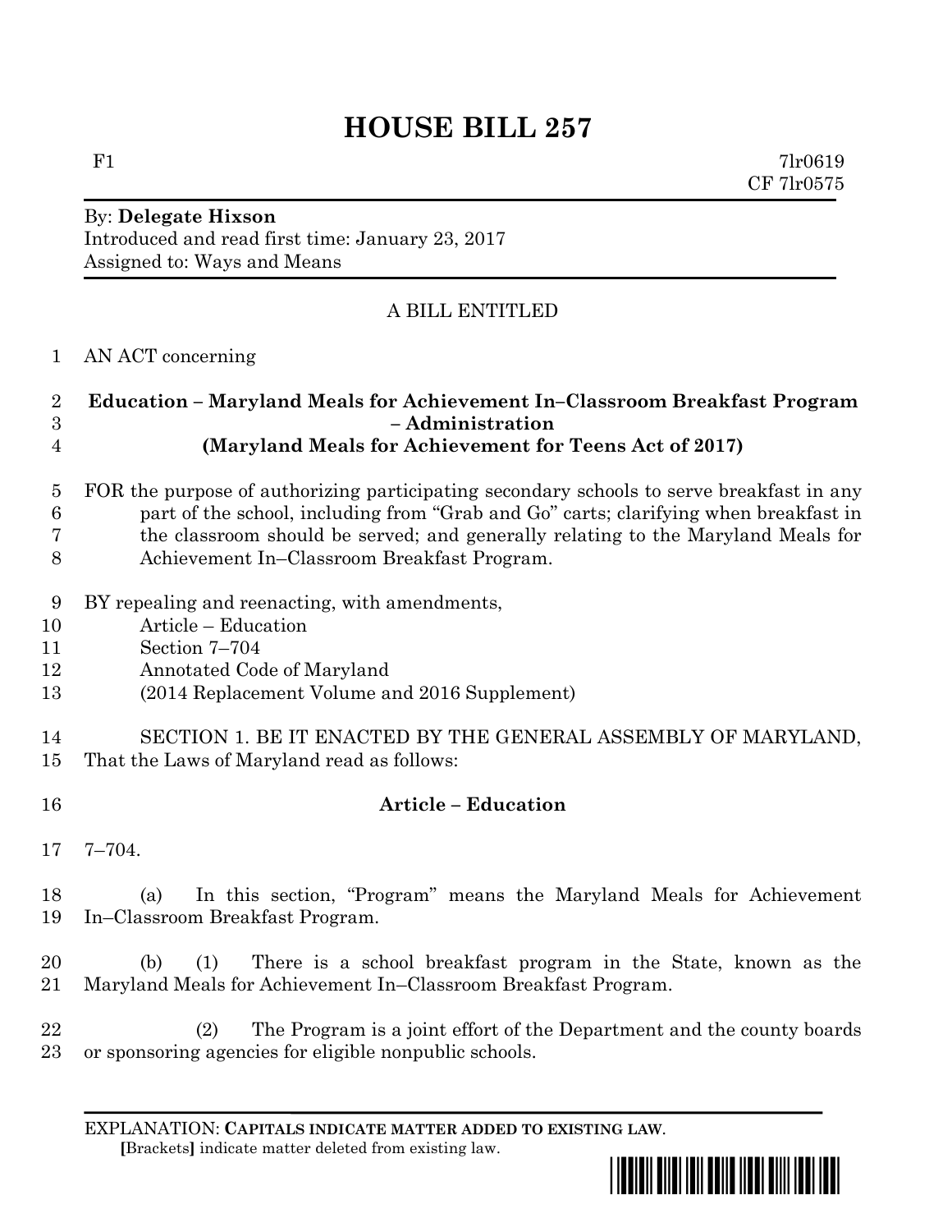# HOUSE BILL 257

F1 7lr0619
CF 7lr0575

By: **Delegate Hixson**
Introduced and read first time: January 23, 2017
Assigned to: Ways and Means

A BILL ENTITLED

AN ACT concerning

**Education – Maryland Meals for Achievement In–Classroom Breakfast Program – Administration**
**(Maryland Meals for Achievement for Teens Act of 2017)**

FOR the purpose of authorizing participating secondary schools to serve breakfast in any part of the school, including from "Grab and Go" carts; clarifying when breakfast in the classroom should be served; and generally relating to the Maryland Meals for Achievement In–Classroom Breakfast Program.

BY repealing and reenacting, with amendments,
Article – Education
Section 7–704
Annotated Code of Maryland
(2014 Replacement Volume and 2016 Supplement)

SECTION 1. BE IT ENACTED BY THE GENERAL ASSEMBLY OF MARYLAND, That the Laws of Maryland read as follows:

**Article – Education**

7–704.

(a) In this section, "Program" means the Maryland Meals for Achievement In–Classroom Breakfast Program.

(b) (1) There is a school breakfast program in the State, known as the Maryland Meals for Achievement In–Classroom Breakfast Program.

(2) The Program is a joint effort of the Department and the county boards or sponsoring agencies for eligible nonpublic schools.

EXPLANATION: **CAPITALS INDICATE MATTER ADDED TO EXISTING LAW**.
**[**Brackets**]** indicate matter deleted from existing law.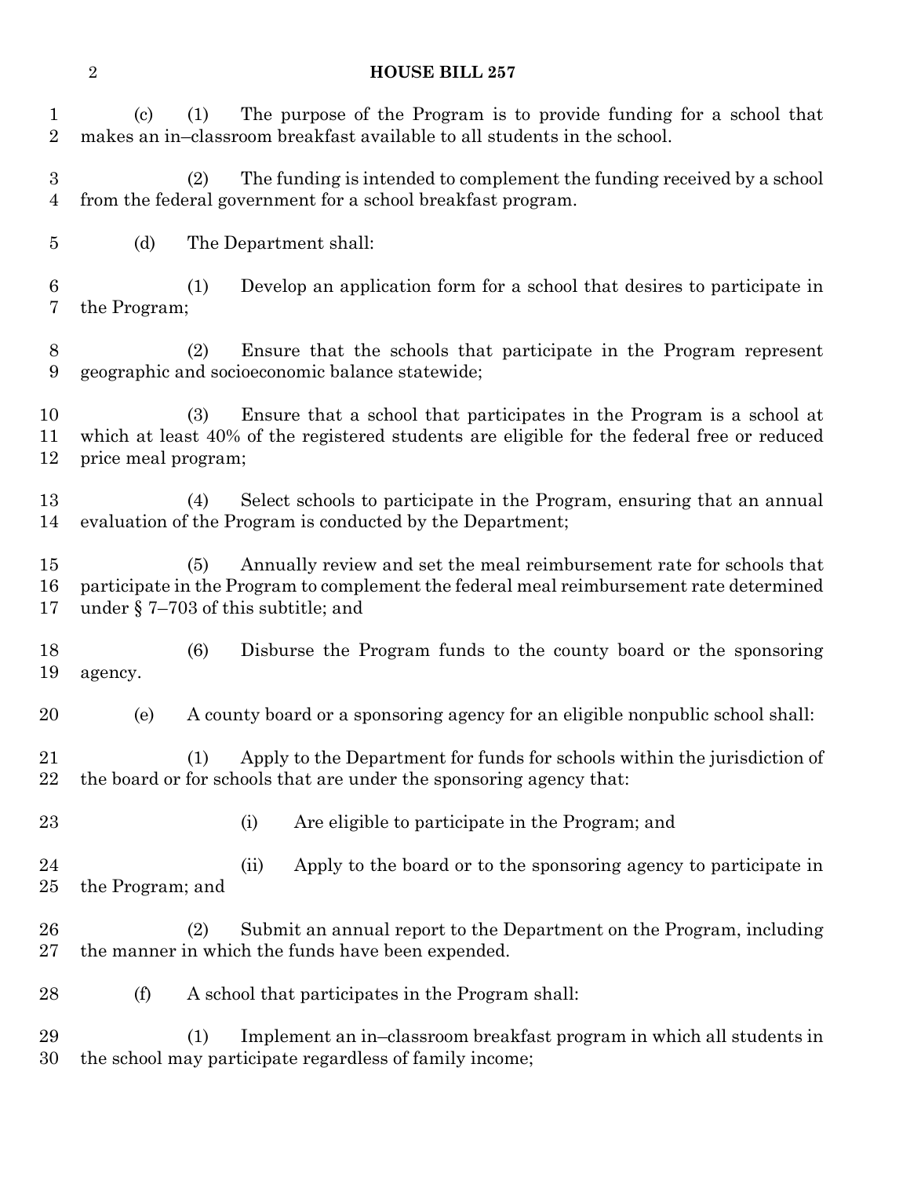(c) (1) The purpose of the Program is to provide funding for a school that makes an in–classroom breakfast available to all students in the school.

(2) The funding is intended to complement the funding received by a school from the federal government for a school breakfast program.

(d) The Department shall:

(1) Develop an application form for a school that desires to participate in the Program;

(2) Ensure that the schools that participate in the Program represent geographic and socioeconomic balance statewide;

(3) Ensure that a school that participates in the Program is a school at which at least 40% of the registered students are eligible for the federal free or reduced price meal program;

(4) Select schools to participate in the Program, ensuring that an annual evaluation of the Program is conducted by the Department;

(5) Annually review and set the meal reimbursement rate for schools that participate in the Program to complement the federal meal reimbursement rate determined under § 7–703 of this subtitle; and

(6) Disburse the Program funds to the county board or the sponsoring agency.

(e) A county board or a sponsoring agency for an eligible nonpublic school shall:

(1) Apply to the Department for funds for schools within the jurisdiction of the board or for schools that are under the sponsoring agency that:

(i) Are eligible to participate in the Program; and

(ii) Apply to the board or to the sponsoring agency to participate in the Program; and

(2) Submit an annual report to the Department on the Program, including the manner in which the funds have been expended.

(f) A school that participates in the Program shall:

(1) Implement an in–classroom breakfast program in which all students in the school may participate regardless of family income;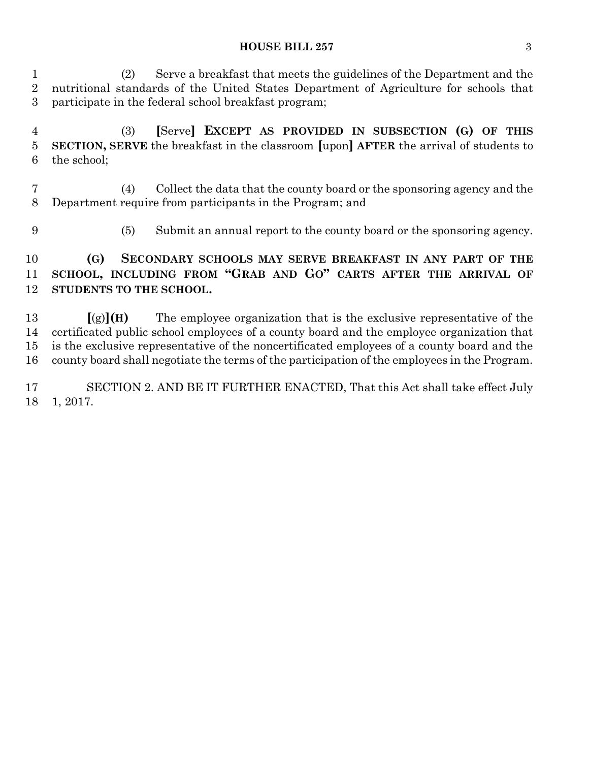(2) Serve a breakfast that meets the guidelines of the Department and the nutritional standards of the United States Department of Agriculture for schools that participate in the federal school breakfast program;

(3) **[**Serve**]** **EXCEPT AS PROVIDED IN SUBSECTION (G) OF THIS SECTION, SERVE** the breakfast in the classroom **[**upon**]** **AFTER** the arrival of students to the school;

(4) Collect the data that the county board or the sponsoring agency and the Department require from participants in the Program; and

(5) Submit an annual report to the county board or the sponsoring agency.

**(G) SECONDARY SCHOOLS MAY SERVE BREAKFAST IN ANY PART OF THE SCHOOL, INCLUDING FROM "GRAB AND GO" CARTS AFTER THE ARRIVAL OF STUDENTS TO THE SCHOOL.**

**[**(g)**]** **(H)** The employee organization that is the exclusive representative of the certificated public school employees of a county board and the employee organization that is the exclusive representative of the noncertificated employees of a county board and the county board shall negotiate the terms of the participation of the employees in the Program.

SECTION 2. AND BE IT FURTHER ENACTED, That this Act shall take effect July 1, 2017.